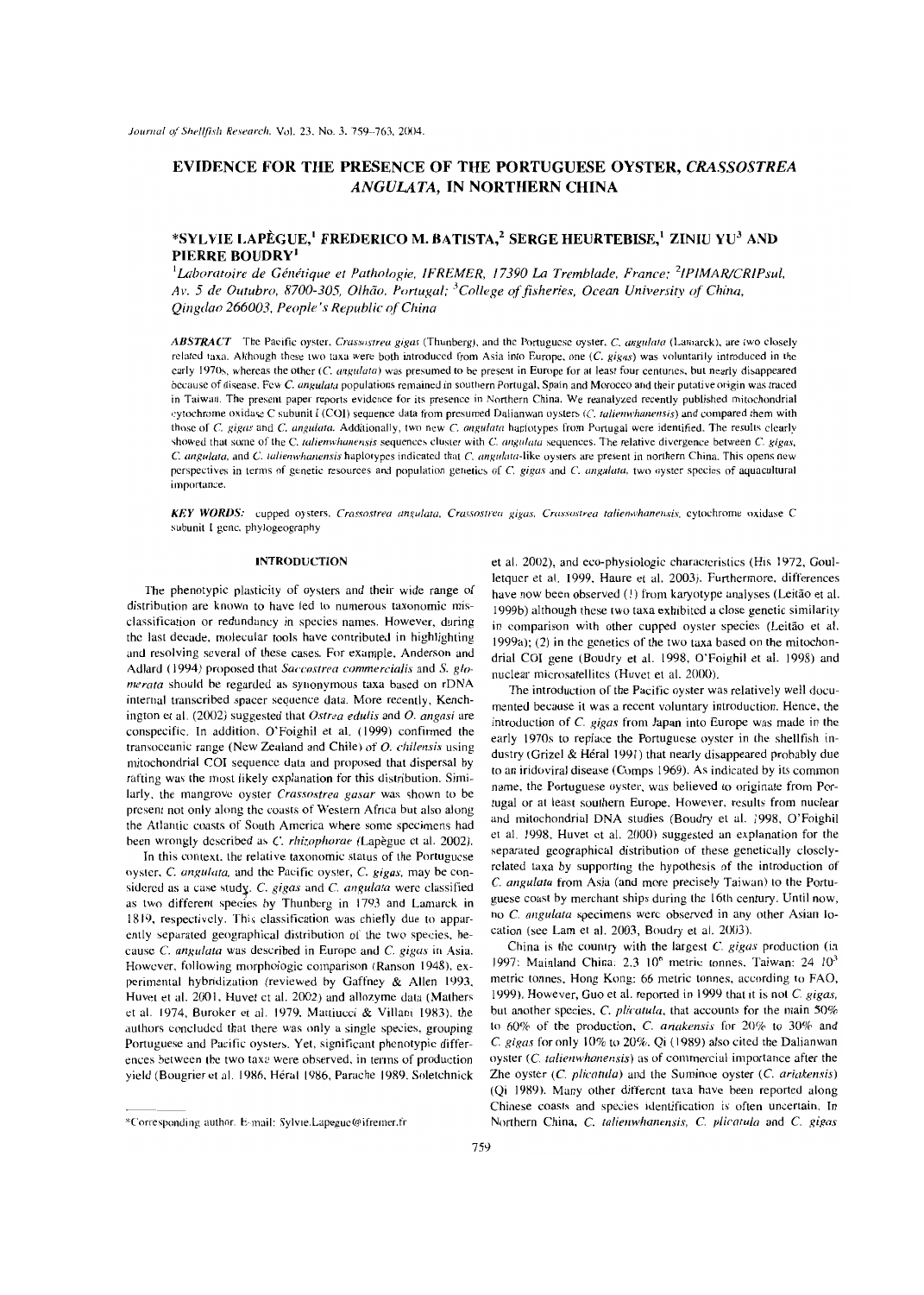# EVIDENCE FOR THE PRESENCE OF THE PORTUGUESE OYSTER, *CRASSOSTREA ANGULATA*, IN NORTHERN CHINA

## *SYLVIE LAPÈGUE,[1] FREDERICO M. BATISTA,[2] SERGE HEURTEBISE,[1] ZINIU YU[3] AND PIERRE BOUDRY[1]

[1]*Laboratoire de Génétique et Pathologie, IFREMER, 17390 La Tremblade, France;* [2]*IPIMAR/CRIPsul, Av. 5 de Outubro, 8700-305, Olhão, Portugal;* [3]*College of fisheries, Ocean University of China, Qingdao 266003, People's Republic of China*

***ABSTRACT*** The Pacific oyster, *Crassostrea gigas* (Thunberg), and the Portuguese oyster, *C. angulata* (Lamarck), are two closely related taxa. Although these two taxa were both introduced from Asia into Europe, one (*C. gigas*) was voluntarily introduced in the early 1970s, whereas the other (*C. angulata*) was presumed to be present in Europe for at least four centuries, but nearly disappeared because of disease. Few *C. angulata* populations remained in southern Portugal, Spain and Morocco and their putative origin was traced in Taiwan. The present paper reports evidence for its presence in Northern China. We reanalyzed recently published mitochondrial cytochrome oxidase C subunit I (COI) sequence data from presumed Dalianwan oysters (*C. talienwhanensis*) and compared them with those of *C. gigas* and *C. angulata*. Additionally, two new *C. angulata* haplotypes from Portugal were identified. The results clearly showed that some of the *C. talienwhanensis* sequences cluster with *C. angulata* sequences. The relative divergence between *C. gigas*, *C. angulata*, and *C. talienwhanensis* haplotypes indicated that *C. angulata*-like oysters are present in northern China. This opens new perspectives in terms of genetic resources and population genetics of *C. gigas* and *C. angulata*, two oyster species of aquacultural importance.

***KEY WORDS:*** cupped oysters, *Crassostrea angulata*, *Crassostrea gigas*, *Crassostrea talienwhanensis*, cytochrome oxidase C subunit I gene, phylogeography

## INTRODUCTION

The phenotypic plasticity of oysters and their wide range of distribution are known to have led to numerous taxonomic misclassification or redundancy in species names. However, during the last decade, molecular tools have contributed in highlighting and resolving several of these cases. For example, Anderson and Adlard (1994) proposed that *Saccostrea commercialis* and *S. glomerata* should be regarded as synonymous taxa based on rDNA internal transcribed spacer sequence data. More recently, Kenchington et al. (2002) suggested that *Ostrea edulis* and *O. angasi* are conspecific. In addition, O'Foighil et al. (1999) confirmed the transoceanic range (New Zealand and Chile) of *O. chilensis* using mitochondrial COI sequence data and proposed that dispersal by rafting was the most likely explanation for this distribution. Similarly, the mangrove oyster *Crassostrea gasar* was shown to be present not only along the coasts of Western Africa but also along the Atlantic coasts of South America where some specimens had been wrongly described as *C. rhizophorae* (Lapègue et al. 2002).

In this context, the relative taxonomic status of the Portuguese oyster, *C. angulata*, and the Pacific oyster, *C. gigas*, may be considered as a case study. *C. gigas* and *C. angulata* were classified as two different species by Thunberg in 1793 and Lamarck in 1819, respectively. This classification was chiefly due to apparently separated geographical distribution of the two species, because *C. angulata* was described in Europe and *C. gigas* in Asia. However, following morphologic comparison (Ranson 1948), experimental hybridization (reviewed by Gaffney & Allen 1993, Huvet et al. 2001, Huvet et al. 2002) and allozyme data (Mathers et al. 1974, Buroker et al. 1979, Mattiucci & Villani 1983), the authors concluded that there was only a single species, grouping Portuguese and Pacific oysters. Yet, significant phenotypic differences between the two taxa were observed, in terms of production yield (Bougrier et al. 1986, Héral 1986, Parache 1989, Soletchnick et al. 2002), and eco-physiologic characteristics (His 1972, Goulletquer et al. 1999, Haure et al. 2003). Furthermore, differences have now been observed (1) from karyotype analyses (Leitão et al. 1999b) although these two taxa exhibited a close genetic similarity in comparison with other cupped oyster species (Leitão et al. 1999a); (2) in the genetics of the two taxa based on the mitochondrial COI gene (Boudry et al. 1998, O'Foighil et al. 1998) and nuclear microsatellites (Huvet et al. 2000).

The introduction of the Pacific oyster was relatively well documented because it was a recent voluntary introduction. Hence, the introduction of *C. gigas* from Japan into Europe was made in the early 1970s to replace the Portuguese oyster in the shellfish industry (Grizel & Héral 1991) that nearly disappeared probably due to an iridoviral disease (Comps 1969). As indicated by its common name, the Portuguese oyster, was believed to originate from Portugal or at least southern Europe. However, results from nuclear and mitochondrial DNA studies (Boudry et al. 1998, O'Foighil et al. 1998, Huvet et al. 2000) suggested an explanation for the separated geographical distribution of these genetically closely-related taxa by supporting the hypothesis of the introduction of *C. angulata* from Asia (and more precisely Taiwan) to the Portuguese coast by merchant ships during the 16th century. Until now, no *C. angulata* specimens were observed in any other Asian location (see Lam et al. 2003, Boudry et al. 2003).

China is the country with the largest *C. gigas* production (in 1997: Mainland China: 2.3 $10^6$ metric tonnes, Taiwan: 24 $10^3$ metric tonnes, Hong Kong: 66 metric tonnes, according to FAO, 1999). However, Guo et al. reported in 1999 that it is not *C. gigas*, but another species, *C. plicatula*, that accounts for the main 50% to 60% of the production, *C. ariakensis* for 20% to 30% and *C. gigas* for only 10% to 20%. Qi (1989) also cited the Dalianwan oyster (*C. talienwhanensis*) as of commercial importance after the Zhe oyster (*C. plicatula*) and the Suminoe oyster (*C. ariakensis*) (Qi 1989). Many other different taxa have been reported along Chinese coasts and species identification is often uncertain. In Northern China, *C. talienwhanensis*, *C. plicatula* and *C. gigas*

*Corresponding author. E-mail: Sylvie.Lapegue@ifremer.fr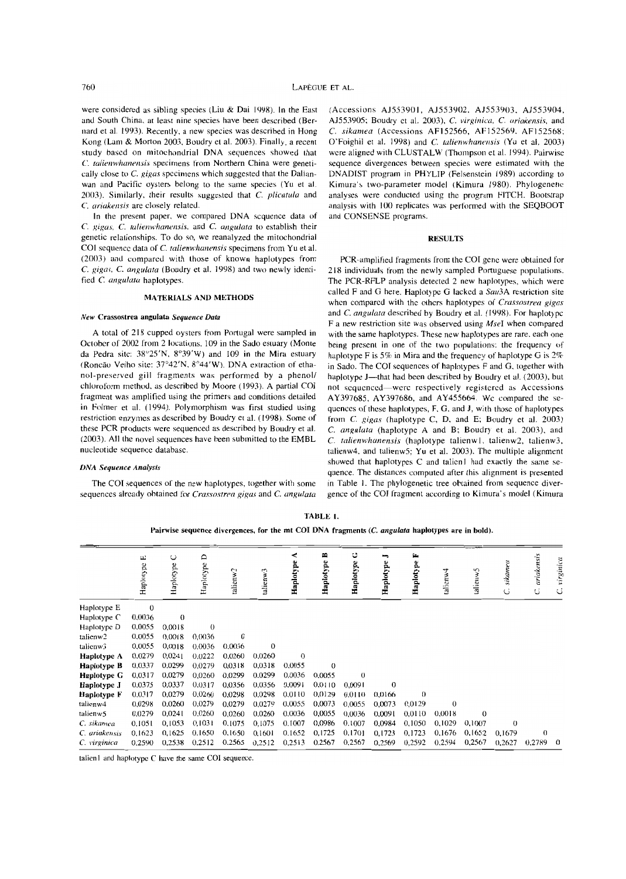were considered as sibling species (Liu & Dai 1998). In the East and South China, at least nine species have been described (Bernard et al. 1993). Recently, a new species was described in Hong Kong (Lam & Morton 2003, Boudry et al. 2003). Finally, a recent study based on mitochondrial DNA sequences showed that *C. talienwhanensis* specimens from Northern China were genetically close to *C. gigas* specimens which suggested that the Dalianwan and Pacific oysters belong to the same species (Yu et al. 2003). Similarly, their results suggested that *C. plicatula* and *C. ariakensis* are closely related.

In the present paper, we compared DNA sequence data of *C. gigas*, *C. talienwhanensis*, and *C. angulata* to establish their genetic relationships. To do so, we reanalyzed the mitochondrial COI sequence data of *C. talienwhanensis* specimens from Yu et al. (2003) and compared with those of known haplotypes from *C. gigas*, *C. angulata* (Boudry et al. 1998) and two newly identified *C. angulata* haplotypes.

## MATERIALS AND METHODS

### New *Crassostrea angulata* Sequence Data

A total of 218 cupped oysters from Portugal were sampled in October of 2002 from 2 locations, 109 in the Sado estuary (Monte da Pedra site: 38°25′N, 8°39′W) and 109 in the Mira estuary (Roncão Velho site: 37°42′N, 8°44′W). DNA extraction of ethanol-preserved gill fragments was performed by a phenol/chloroform method, as described by Moore (1993). A partial COI fragment was amplified using the primers and conditions detailed in Folmer et al. (1994). Polymorphism was first studied using restriction enzymes as described by Boudry et al. (1998). Some of these PCR products were sequenced as described by Boudry et al. (2003). All the novel sequences have been submitted to the EMBL nucleotide sequence database.

### DNA Sequence Analysis

The COI sequences of the new haplotypes, together with some sequences already obtained for *Crassostrea gigas* and *C. angulata* (Accessions AJ553901, AJ553902, AJ553903, AJ553904, AJ553905; Boudry et al. 2003), *C. virginica*, *C. ariakensis*, and *C. sikamea* (Accessions AF152566, AF152569, AF152568; O'Foighil et al. 1998) and *C. talienwhanensis* (Yu et al. 2003) were aligned with CLUSTALW (Thompson et al. 1994). Pairwise sequence divergences between species were estimated with the DNADIST program in PHYLIP (Felsenstein 1989) according to Kimura's two-parameter model (Kimura 1980). Phylogenetic analyses were conducted using the program FITCH. Bootstrap analysis with 100 replicates was performed with the SEQBOOT and CONSENSE programs.

## RESULTS

PCR-amplified fragments from the COI gene were obtained for 218 individuals from the newly sampled Portuguese populations. The PCR-RFLP analysis detected 2 new haplotypes, which were called F and G here. Haplotype G lacked a *Sau*3A restriction site when compared with the others haplotypes of *Crassostrea gigas* and *C. angulata* described by Boudry et al. (1998). For haplotype F a new restriction site was observed using *Mse*I when compared with the same haplotypes. These new haplotypes are rare, each one being present in one of the two populations: the frequency of haplotype F is 5% in Mira and the frequency of haplotype G is 2% in Sado. The COI sequences of haplotypes F and G, together with haplotype J—that had been described by Boudry et al. (2003), but not sequenced—were respectively registered as Accessions AY397685, AY397686, and AY455664. We compared the sequences of these haplotypes, F, G, and J, with those of haplotypes from *C. gigas* (haplotype C, D, and E; Boudry et al. 2003) *C. angulata* (haplotype A and B; Boudry et al. 2003), and *C. talienwhanensis* (haplotype talienw1, talienw2, talienw3, talienw4, and talienw5; Yu et al. 2003). The multiple alignment showed that haplotypes C and talien1 had exactly the same sequence. The distances computed after this alignment is presented in Table 1. The phylogenetic tree obtained from sequence divergence of the COI fragment according to Kimura's model (Kimura

**TABLE 1.**

**Pairwise sequence divergences, for the mt COI DNA fragments (*C. angulata* haplotypes are in bold).**

| | Haplotype E | Haplotype C | Haplotype D | talienw2 | talienw3 | **Haplotype A** | **Haplotype B** | **Haplotype G** | **Haplotype J** | **Haplotype F** | talienw4 | talienw5 | *C. sikamea* | *C. ariakensis* | *C. virginica* |
|---|---|---|---|---|---|---|---|---|---|---|---|---|---|---|---|
| Haplotype E | 0 | | | | | | | | | | | | | | |
| Haplotype C | 0,0036 | 0 | | | | | | | | | | | | | |
| Haplotype D | 0,0055 | 0,0018 | 0 | | | | | | | | | | | | |
| talienw2 | 0,0055 | 0,0018 | 0,0036 | 0 | | | | | | | | | | | |
| talienw3 | 0,0055 | 0,0018 | 0,0036 | 0,0036 | 0 | | | | | | | | | | |
| **Haplotype A** | 0,0279 | 0,0241 | 0,0222 | 0,0260 | 0,0260 | 0 | | | | | | | | | |
| **Haplotype B** | 0,0337 | 0,0299 | 0,0279 | 0,0318 | 0,0318 | 0,0055 | 0 | | | | | | | | |
| **Haplotype G** | 0,0317 | 0,0279 | 0,0260 | 0,0299 | 0,0299 | 0,0036 | 0,0055 | 0 | | | | | | | |
| **Haplotype J** | 0,0375 | 0,0337 | 0,0317 | 0,0356 | 0,0356 | 0,0091 | 0,0110 | 0,0091 | 0 | | | | | | |
| **Haplotype F** | 0,0317 | 0,0279 | 0,0260 | 0,0298 | 0,0298 | 0,0110 | 0,0129 | 0,0110 | 0,0166 | 0 | | | | | |
| talienw4 | 0,0298 | 0,0260 | 0,0279 | 0,0279 | 0,0279 | 0,0055 | 0,0073 | 0,0055 | 0,0073 | 0,0129 | 0 | | | | |
| talienw5 | 0,0279 | 0,0241 | 0,0260 | 0,0260 | 0,0260 | 0,0036 | 0,0055 | 0,0036 | 0,0091 | 0,0110 | 0,0018 | 0 | | | |
| *C. sikamea* | 0,1051 | 0,1053 | 0,1031 | 0,1075 | 0,1075 | 0,1007 | 0,0986 | 0,1007 | 0,0984 | 0,1050 | 0,1029 | 0,1007 | 0 | | |
| *C. ariakensis* | 0,1623 | 0,1625 | 0,1650 | 0,1650 | 0,1601 | 0,1652 | 0,1725 | 0,1701 | 0,1723 | 0,1723 | 0,1676 | 0,1652 | 0,1679 | 0 | |
| *C. virginica* | 0,2590 | 0,2538 | 0,2512 | 0,2565 | 0,2512 | 0,2513 | 0,2567 | 0,2567 | 0,2569 | 0,2592 | 0,2594 | 0,2567 | 0,2627 | 0,2789 | 0 |

talien1 and haplotype C have the same COI sequence.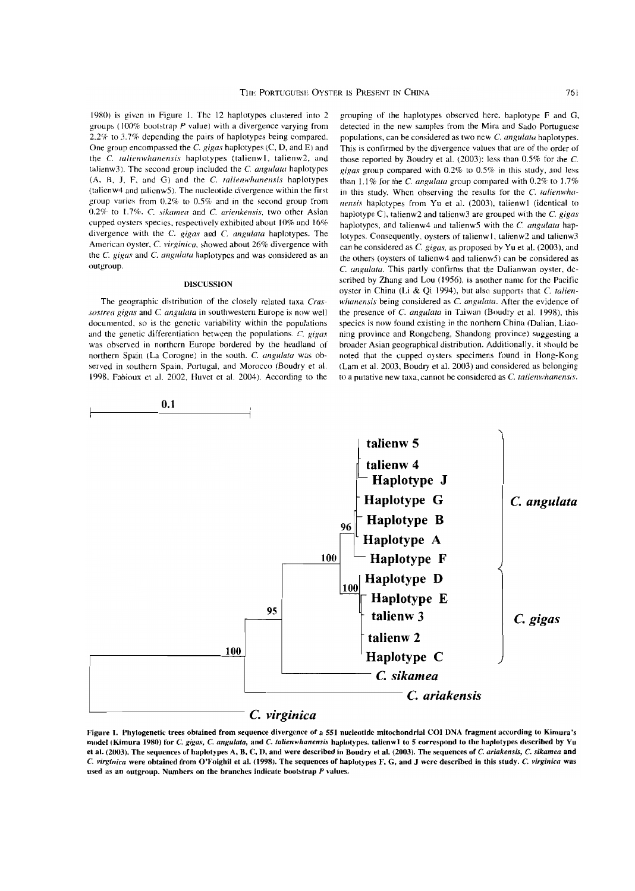1980) is given in Figure 1. The 12 haplotypes clustered into 2 groups (100% bootstrap *P* value) with a divergence varying from 2.2% to 3.7% depending the pairs of haplotypes being compared. One group encompassed the *C. gigas* haplotypes (C, D, and E) and the *C. talienwhanensis* haplotypes (talienw1, talienw2, and talienw3). The second group included the *C. angulata* haplotypes (A, B, J, F, and G) and the *C. talienwhanensis* haplotypes (talienw4 and talienw5). The nucleotide divergence within the first group varies from 0.2% to 0.5% and in the second group from 0.2% to 1.7%. *C. sikamea* and *C. ariakensis*, two other Asian cupped oysters species, respectively exhibited about 10% and 16% divergence with the *C. gigas* and *C. angulata* haplotypes. The American oyster, *C. virginica*, showed about 26% divergence with the *C. gigas* and *C. angulata* haplotypes and was considered as an outgroup.

## DISCUSSION

The geographic distribution of the closely related taxa *Crassostrea gigas* and *C. angulata* in southwestern Europe is now well documented, so is the genetic variability within the populations and the genetic differentiation between the populations. *C. gigas* was observed in northern Europe bordered by the headland of northern Spain (La Corogne) in the south. *C. angulata* was observed in southern Spain, Portugal, and Morocco (Boudry et al. 1998, Fabioux et al. 2002, Huvet et al. 2004). According to the grouping of the haplotypes observed here, haplotype F and G, detected in the new samples from the Mira and Sado Portuguese populations, can be considered as two new *C. angulata* haplotypes. This is confirmed by the divergence values that are of the order of those reported by Boudry et al. (2003): less than 0.5% for the *C. gigas* group compared with 0.2% to 0.5% in this study, and less than 1.1% for the *C. angulata* group compared with 0.2% to 1.7% in this study. When observing the results for the *C. talienwhanensis* haplotypes from Yu et al. (2003), talienw1 (identical to haplotype C), talienw2 and talienw3 are grouped with the *C. gigas* haplotypes, and talienw4 and talienw5 with the *C. angulata* haplotypes. Consequently, oysters of talienw1, talienw2 and talienw3 can be considered as *C. gigas*, as proposed by Yu et al. (2003), and the others (oysters of talienw4 and talienw5) can be considered as *C. angulata*. This partly confirms that the Dalianwan oyster, described by Zhang and Lou (1956), is another name for the Pacific oyster in China (Li & Qi 1994), but also supports that *C. talienwhanensis* being considered as *C. angulata*. After the evidence of the presence of *C. angulata* in Taiwan (Boudry et al. 1998), this species is now found existing in the northern China (Dalian, Liaoning province and Rongcheng, Shandong province) suggesting a broader Asian geographical distribution. Additionally, it should be noted that the cupped oysters specimens found in Hong-Kong (Lam et al. 2003, Boudry et al. 2003) and considered as belonging to a putative new taxa, cannot be considered as *C. talienwhanensis*.

**Figure 1. Phylogenetic trees obtained from sequence divergence of a 551 nucleotide mitochondrial COI DNA fragment according to Kimura's model (Kimura 1980) for *C. gigas*, *C. angulata*, and *C. talienwhanensis* haplotypes. talienw1 to 5 correspond to the haplotypes described by Yu et al. (2003). The sequences of haplotypes A, B, C, D, and were described in Boudry et al. (2003). The sequences of *C. ariakensis*, *C. sikamea* and *C. virginica* were obtained from O'Foighil et al. (1998). The sequences of haplotypes F, G, and J were described in this study. *C. virginica* was used as an outgroup. Numbers on the branches indicate bootstrap *P* values.**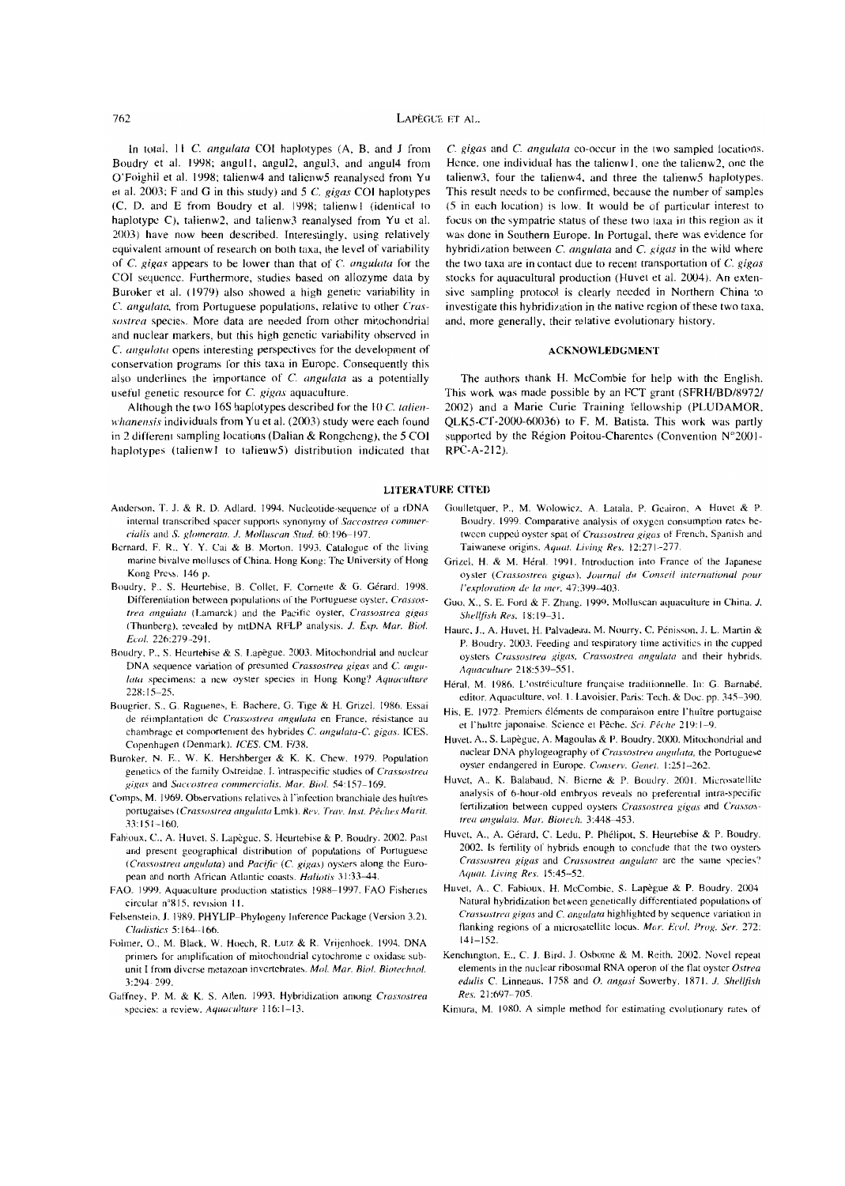In total, 11 *C. angulata* COI haplotypes (A, B, and J from Boudry et al. 1998; angul1, angul2, angul3, and angul4 from O'Foighil et al. 1998; talienw4 and talienw5 reanalysed from Yu et al. 2003; F and G in this study) and 5 *C. gigas* COI haplotypes (C, D, and E from Boudry et al. 1998; talienw1 (identical to haplotype C), talienw2, and talienw3 reanalysed from Yu et al. 2003) have now been described. Interestingly, using relatively equivalent amount of research on both taxa, the level of variability of *C. gigas* appears to be lower than that of *C. angulata* for the COI sequence. Furthermore, studies based on allozyme data by Buroker et al. (1979) also showed a high genetic variability in *C. angulata*, from Portuguese populations, relative to other *Crassostrea* species. More data are needed from other mitochondrial and nuclear markers, but this high genetic variability observed in *C. angulata* opens interesting perspectives for the development of conservation programs for this taxa in Europe. Consequently this also underlines the importance of *C. angulata* as a potentially useful genetic resource for *C. gigas* aquaculture.

Although the two 16S haplotypes described for the 10 *C. talienwhanensis* individuals from Yu et al. (2003) study were each found in 2 different sampling locations (Dalian & Rongcheng), the 5 COI haplotypes (talienw1 to talienw5) distribution indicated that *C. gigas* and *C. angulata* co-occur in the two sampled locations. Hence, one individual has the talienw1, one the talienw2, one the talienw3, four the talienw4, and three the talienw5 haplotypes. This result needs to be confirmed, because the number of samples (5 in each location) is low. It would be of particular interest to focus on the sympatric status of these two taxa in this region as it was done in Southern Europe. In Portugal, there was evidence for hybridization between *C. angulata* and *C. gigas* in the wild where the two taxa are in contact due to recent transportation of *C. gigas* stocks for aquacultural production (Huvet et al. 2004). An extensive sampling protocol is clearly needed in Northern China to investigate this hybridization in the native region of these two taxa, and, more generally, their relative evolutionary history.

## ACKNOWLEDGMENT

The authors thank H. McCombie for help with the English. This work was made possible by an FCT grant (SFRH/BD/8972/2002) and a Marie Curie Training fellowship (PLUDAMOR, QLK5-CT-2000-60036) to F. M. Batista. This work was partly supported by the Région Poitou-Charentes (Convention N°2001-RPC-A-212).

## LITERATURE CITED

Anderson, T. J. & R. D. Adlard. 1994. Nucleotide sequence of a rDNA internal transcribed spacer supports synonymy of *Saccostrea commercialis* and *S. glomerata*. *J. Molluscan Stud.* 60:196–197.

Bernard, F. R., Y. Y. Cai & B. Morton. 1993. Catalogue of the living marine bivalve molluscs of China. Hong Kong: The University of Hong Kong Press. 146 p.

Boudry, P., S. Heurtebise, B. Collet, F. Cornette & G. Gérard. 1998. Differentiation between populations of the Portuguese oyster, *Crassostrea angulata* (Lamarck) and the Pacific oyster, *Crassostrea gigas* (Thunberg), revealed by mtDNA RFLP analysis. *J. Exp. Mar. Biol. Ecol.* 226:279–291.

Boudry, P., S. Heurtebise & S. Lapègue. 2003. Mitochondrial and nuclear DNA sequence variation of presumed *Crassostrea gigas* and *C. angulata* specimens: a new oyster species in Hong Kong? *Aquaculture* 228:15–25.

Bougrier, S., G. Raguenes, E. Bachere, G. Tige & H. Grizel. 1986. Essai de réimplantation de *Crassostrea angulata* en France, résistance au chambrage et comportement des hybrides *C. angulata-C. gigas*. ICES, Copenhagen (Denmark). *ICES*. CM. F/38.

Buroker, N. E., W. K. Hershberger & K. K. Chew. 1979. Population genetics of the family Ostreidae. I. Intraspecific studies of *Crassostrea gigas* and *Saccostrea commercialis*. *Mar. Biol.* 54:157–169.

Comps, M. 1969. Observations relatives à l'infection branchiale des huîtres portugaises (*Crassostrea angulata* Lmk). *Rev. Trav. Inst. Pêches Marit.* 33:151–160.

Fabioux, C., A. Huvet, S. Lapègue, S. Heurtebise & P. Boudry. 2002. Past and present geographical distribution of populations of Portuguese (*Crassostrea angulata*) and Pacific (*C. gigas*) oysters along the European and north African Atlantic coasts. *Haliotis* 31:33–44.

FAO. 1999. Aquaculture production statistics 1988–1997. FAO Fisheries circular n°815, revision 11.

Felsenstein, J. 1989. PHYLIP–Phylogeny Inference Package (Version 3.2). *Cladistics* 5:164–166.

Folmer, O., M. Black, W. Hoech, R. Lutz & R. Vrijenhoek. 1994. DNA primers for amplification of mitochondrial cytochrome c oxidase subunit I from diverse metazoan invertebrates. *Mol. Mar. Biol. Biotechnol.* 3:294–299.

Gaffney, P. M. & K. S. Allen. 1993. Hybridization among *Crassostrea* species: a review. *Aquaculture* 116:1–13.

Goulletquer, P., M. Wolowicz, A. Latala, P. Geairon, A. Huvet & P. Boudry. 1999. Comparative analysis of oxygen consumption rates between cupped oyster spat of *Crassostrea gigas* of French, Spanish and Taiwanese origins. *Aquat. Living Res.* 12:271–277.

Grizel, H. & M. Héral. 1991. Introduction into France of the Japanese oyster (*Crassostrea gigas*). *Journal du Conseil international pour l'exploration de la mer*. 47:399–403.

Guo, X., S. E. Ford & F. Zhang. 1999. Molluscan aquaculture in China. *J. Shellfish Res.* 18:19–31.

Haure, J., A. Huvet, H. Palvadeau, M. Nourry, C. Pénisson, J. L. Martin & P. Boudry. 2003. Feeding and respiratory time activities in the cupped oysters *Crassostrea gigas*, *Crassostrea angulata* and their hybrids. *Aquaculture* 218:539–551.

Héral, M. 1986. L'ostréiculture française traditionnelle. In: G. Barnabé, editor. Aquaculture, vol. 1. Lavoisier, Paris: Tech. & Doc. pp. 345–390.

His, E. 1972. Premiers éléments de comparaison entre l'huître portugaise et l'huître japonaise. Science et Pêche. *Sci. Pêche* 219:1–9.

Huvet, A., S. Lapègue, A. Magoulas & P. Boudry. 2000. Mitochondrial and nuclear DNA phylogeography of *Crassostrea angulata*, the Portuguese oyster endangered in Europe. *Conserv. Genet.* 1:251–262.

Huvet, A., K. Balabaud, N. Bierne & P. Boudry. 2001. Microsatellite analysis of 6-hour-old embryos reveals no preferential intra-specific fertilization between cupped oysters *Crassostrea gigas* and *Crassostrea angulata*. *Mar. Biotech.* 3:448–453.

Huvet, A., A. Gérard, C. Ledu, P. Phélipot, S. Heurtebise & P. Boudry. 2002. Is fertility of hybrids enough to conclude that the two oysters *Crassostrea gigas* and *Crassostrea angulata* are the same species? *Aquat. Living Res.* 15:45–52.

Huvet, A., C. Fabioux, H. McCombie, S. Lapègue & P. Boudry. 2004. Natural hybridization between genetically differentiated populations of *Crassostrea gigas* and *C. angulata* highlighted by sequence variation in flanking regions of a microsatellite locus. *Mar. Ecol. Prog. Ser.* 272:141–152.

Kenchington, E., C. J. Bird, J. Osborne & M. Reith. 2002. Novel repeat elements in the nuclear ribosomal RNA operon of the flat oyster *Ostrea edulis* C. Linneaus, 1758 and *O. angasi* Sowerby, 1871. *J. Shellfish Res.* 21:697–705.

Kimura, M. 1980. A simple method for estimating evolutionary rates of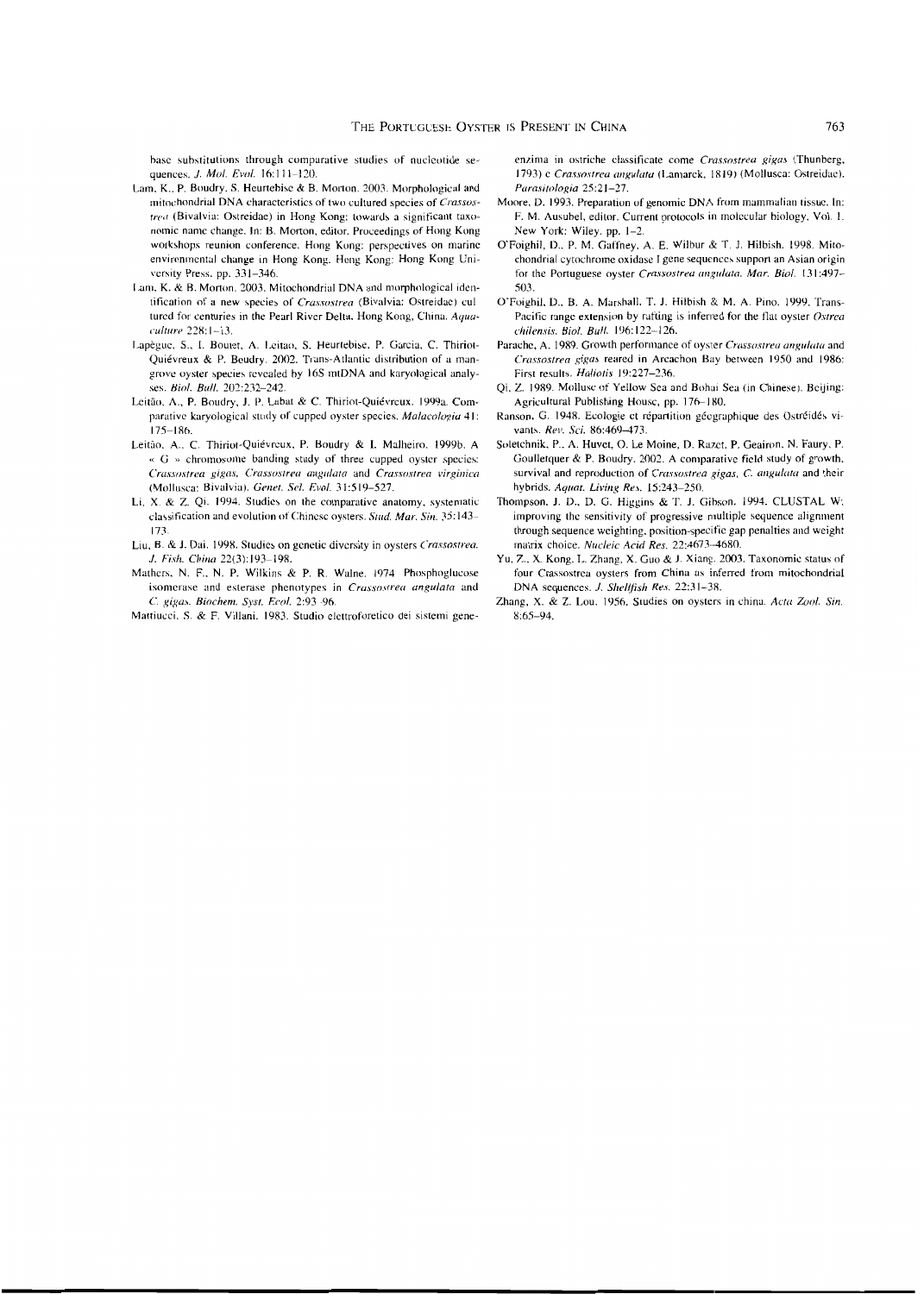base substitutions through comparative studies of nucleotide sequences. *J. Mol. Evol.* 16:111–120.

Lam, K., P. Boudry, S. Heurtebise & B. Morton. 2003. Morphological and mitochondrial DNA characteristics of two cultured species of *Crassostrea* (Bivalvia: Ostreidae) in Hong Kong: towards a significant taxonomic name change. In: B. Morton, editor. Proceedings of Hong Kong workshops reunion conference. Hong Kong: perspectives on marine environmental change in Hong Kong. Hong Kong: Hong Kong University Press. pp. 331–346.

Lam, K. & B. Morton. 2003. Mitochondrial DNA and morphological identification of a new species of *Crassostrea* (Bivalvia: Ostreidae) cultured for centuries in the Pearl River Delta, Hong Kong, China. *Aquaculture* 228:1–13.

Lapègue, S., I. Bouiet, A. Leitao, S. Heurtebise, P. Garcia, C. Thiriot-Quiévreux & P. Boudry. 2002. Trans-Atlantic distribution of a mangrove oyster species revealed by 16S mtDNA and karyological analyses. *Biol. Bull.* 202:232–242.

Leitão, A., P. Boudry, J. P. Labat & C. Thiriot-Quiévreux. 1999a. Comparative karyological study of cupped oyster species. *Malacologia* 41:175–186.

Leitão, A., C. Thiriot-Quiévreux, P. Boudry & I. Malheiro. 1999b. A « G » chromosome banding study of three cupped oyster species: *Crassostrea gigas*, *Crassostrea angulata* and *Crassostrea virginica* (Mollusca: Bivalvia). *Genet. Sel. Evol.* 31:519–527.

Li, X. & Z. Qi. 1994. Studies on the comparative anatomy, systematic classification and evolution of Chinese oysters. *Stud. Mar. Sin.* 35:143–173.

Liu, B. & J. Dai. 1998. Studies on genetic diversity in oysters *Crassostrea*. *J. Fish. China* 22(3):193–198.

Mathers, N. F., N. P. Wilkins & P. R. Walne. 1974. Phosphoglucose isomerase and esterase phenotypes in *Crassostrea angulata* and *C. gigas*. *Biochem. Syst. Ecol.* 2:93–96.

Mattiucci, S. & F. Villani. 1983. Studio elettroforetico dei sistemi gene-enzima in ostriche classificate come *Crassostrea gigas* (Thunberg, 1793) e *Crassostrea angulata* (Lamarck, 1819) (Mollusca: Ostreidae). *Parasitologia* 25:21–27.

Moore, D. 1993. Preparation of genomic DNA from mammalian tissue. In: F. M. Ausubel, editor. Current protocols in molecular biology, Vol. 1. New York: Wiley. pp. 1–2.

O'Foighil, D., P. M. Gaffney, A. E. Wilbur & T. J. Hilbish. 1998. Mitochondrial cytochrome oxidase I gene sequences support an Asian origin for the Portuguese oyster *Crassostrea angulata*. *Mar. Biol.* 131:497–503.

O'Foighil, D., B. A. Marshall, T. J. Hilbish & M. A. Pino. 1999. Trans-Pacific range extension by rafting is inferred for the flat oyster *Ostrea chilensis*. *Biol. Bull.* 196:122–126.

Parache, A. 1989. Growth performance of oyster *Crassostrea angulata* and *Crassostrea gigas* reared in Arcachon Bay between 1950 and 1986: First results. *Haliotis* 19:227–236.

Qi, Z. 1989. Mollusc of Yellow Sea and Bohai Sea (in Chinese). Beijing: Agricultural Publishing House, pp. 176–180.

Ranson, G. 1948. Ecologie et répartition géographique des Ostréidés vivants. *Rev. Sci.* 86:469–473.

Soletchnik, P., A. Huvet, O. Le Moine, D. Razet, P. Geairon, N. Faury, P. Goulletquer & P. Boudry. 2002. A comparative field study of growth, survival and reproduction of *Crassostrea gigas*, *C. angulata* and their hybrids. *Aquat. Living Res.* 15:243–250.

Thompson, J. D., D. G. Higgins & T. J. Gibson. 1994. CLUSTAL W: improving the sensitivity of progressive multiple sequence alignment through sequence weighting, position-specific gap penalties and weight matrix choice. *Nucleic Acid Res.* 22:4673–4680.

Yu, Z., X. Kong, L. Zhang, X. Guo & J. Xiang. 2003. Taxonomic status of four Crassostrea oysters from China as inferred from mitochondrial DNA sequences. *J. Shellfish Res.* 22:31–38.

Zhang, X. & Z. Lou. 1956. Studies on oysters in china. *Acta Zool. Sin.* 8:65–94.